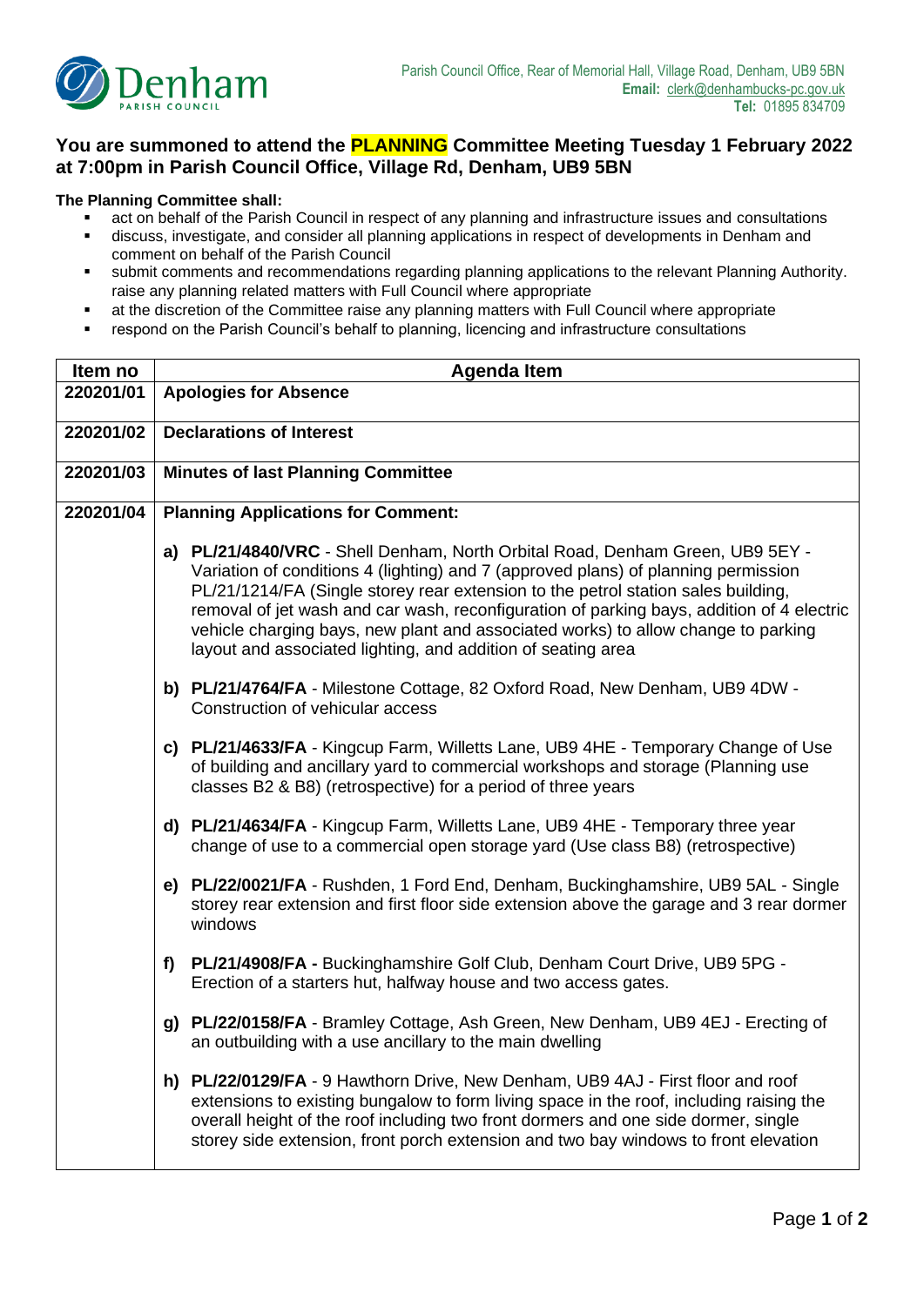Denham PARISH COUNCIL

Parish Council Office, Rear of Memorial Hall, Village Road, Denham, UB9 5BN
**Email:** clerk@denhambucks-pc.gov.uk
**Tel:** 01895 834709

## You are summoned to attend the PLANNING Committee Meeting Tuesday 1 February 2022 at 7:00pm in Parish Council Office, Village Rd, Denham, UB9 5BN

**The Planning Committee shall:**

- act on behalf of the Parish Council in respect of any planning and infrastructure issues and consultations
- discuss, investigate, and consider all planning applications in respect of developments in Denham and comment on behalf of the Parish Council
- submit comments and recommendations regarding planning applications to the relevant Planning Authority. raise any planning related matters with Full Council where appropriate
- at the discretion of the Committee raise any planning matters with Full Council where appropriate
- respond on the Parish Council's behalf to planning, licencing and infrastructure consultations

| Item no | Agenda Item |
|---|---|
| 220201/01 | **Apologies for Absence** |
| 220201/02 | **Declarations of Interest** |
| 220201/03 | **Minutes of last Planning Committee** |
| 220201/04 | **Planning Applications for Comment:**<br><br>**a) PL/21/4840/VRC** - Shell Denham, North Orbital Road, Denham Green, UB9 5EY - Variation of conditions 4 (lighting) and 7 (approved plans) of planning permission PL/21/1214/FA (Single storey rear extension to the petrol station sales building, removal of jet wash and car wash, reconfiguration of parking bays, addition of 4 electric vehicle charging bays, new plant and associated works) to allow change to parking layout and associated lighting, and addition of seating area<br><br>**b) PL/21/4764/FA** - Milestone Cottage, 82 Oxford Road, New Denham, UB9 4DW - Construction of vehicular access<br><br>**c) PL/21/4633/FA** - Kingcup Farm, Willetts Lane, UB9 4HE - Temporary Change of Use of building and ancillary yard to commercial workshops and storage (Planning use classes B2 & B8) (retrospective) for a period of three years<br><br>**d) PL/21/4634/FA** - Kingcup Farm, Willetts Lane, UB9 4HE - Temporary three year change of use to a commercial open storage yard (Use class B8) (retrospective)<br><br>**e) PL/22/0021/FA** - Rushden, 1 Ford End, Denham, Buckinghamshire, UB9 5AL - Single storey rear extension and first floor side extension above the garage and 3 rear dormer windows<br><br>**f) PL/21/4908/FA -** Buckinghamshire Golf Club, Denham Court Drive, UB9 5PG - Erection of a starters hut, halfway house and two access gates.<br><br>**g) PL/22/0158/FA** - Bramley Cottage, Ash Green, New Denham, UB9 4EJ - Erecting of an outbuilding with a use ancillary to the main dwelling<br><br>**h) PL/22/0129/FA** - 9 Hawthorn Drive, New Denham, UB9 4AJ - First floor and roof extensions to existing bungalow to form living space in the roof, including raising the overall height of the roof including two front dormers and one side dormer, single storey side extension, front porch extension and two bay windows to front elevation |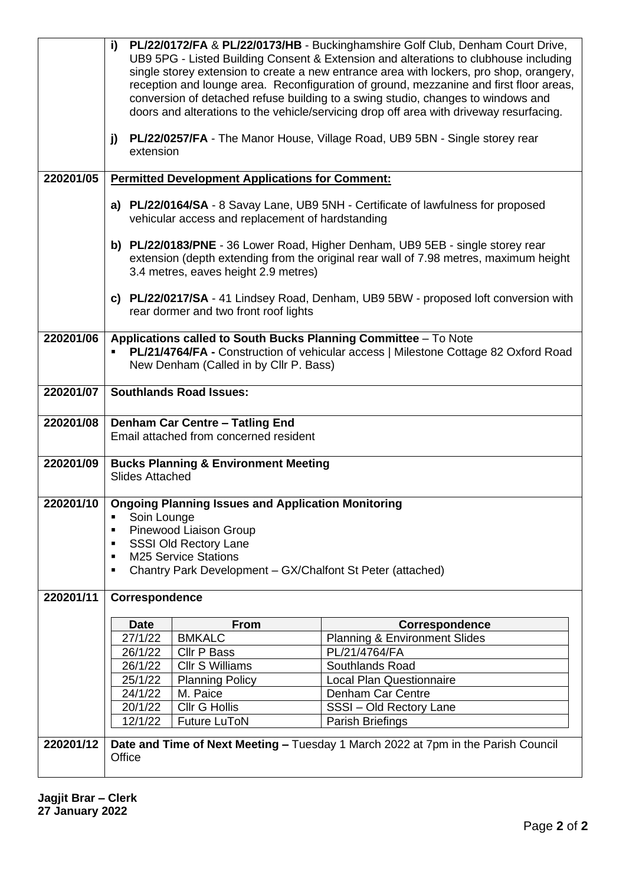| | |
|---|---|
| | **i) PL/22/0172/FA** & **PL/22/0173/HB** - Buckinghamshire Golf Club, Denham Court Drive, UB9 5PG - Listed Building Consent & Extension and alterations to clubhouse including single storey extension to create a new entrance area with lockers, pro shop, orangery, reception and lounge area. Reconfiguration of ground, mezzanine and first floor areas, conversion of detached refuse building to a swing studio, changes to windows and doors and alterations to the vehicle/servicing drop off area with driveway resurfacing.<br><br>**j) PL/22/0257/FA** - The Manor House, Village Road, UB9 5BN - Single storey rear extension |
| **220201/05** | **Permitted Development Applications for Comment:**<br><br>**a) PL/22/0164/SA** - 8 Savay Lane, UB9 5NH - Certificate of lawfulness for proposed vehicular access and replacement of hardstanding<br><br>**b) PL/22/0183/PNE** - 36 Lower Road, Higher Denham, UB9 5EB - single storey rear extension (depth extending from the original rear wall of 7.98 metres, maximum height 3.4 metres, eaves height 2.9 metres)<br><br>**c) PL/22/0217/SA** - 41 Lindsey Road, Denham, UB9 5BW - proposed loft conversion with rear dormer and two front roof lights |
| **220201/06** | **Applications called to South Bucks Planning Committee** – To Note<br>▪ **PL/21/4764/FA -** Construction of vehicular access \| Milestone Cottage 82 Oxford Road New Denham (Called in by Cllr P. Bass) |
| **220201/07** | **Southlands Road Issues:** |
| **220201/08** | **Denham Car Centre – Tatling End**<br>Email attached from concerned resident |
| **220201/09** | **Bucks Planning & Environment Meeting**<br>Slides Attached |
| **220201/10** | **Ongoing Planning Issues and Application Monitoring**<br>▪ Soin Lounge<br>▪ Pinewood Liaison Group<br>▪ SSSI Old Rectory Lane<br>▪ M25 Service Stations<br>▪ Chantry Park Development – GX/Chalfont St Peter (attached) |
| **220201/11** | **Correspondence** |

| Date | From | Correspondence |
|---|---|---|
| 27/1/22 | BMKALC | Planning & Environment Slides |
| 26/1/22 | Cllr P Bass | PL/21/4764/FA |
| 26/1/22 | Cllr S Williams | Southlands Road |
| 25/1/22 | Planning Policy | Local Plan Questionnaire |
| 24/1/22 | M. Paice | Denham Car Centre |
| 20/1/22 | Cllr G Hollis | SSSI – Old Rectory Lane |
| 12/1/22 | Future LuToN | Parish Briefings |

| | |
|---|---|
| **220201/12** | **Date and Time of Next Meeting –** Tuesday 1 March 2022 at 7pm in the Parish Council Office |

**Jagjit Brar – Clerk**
**27 January 2022**